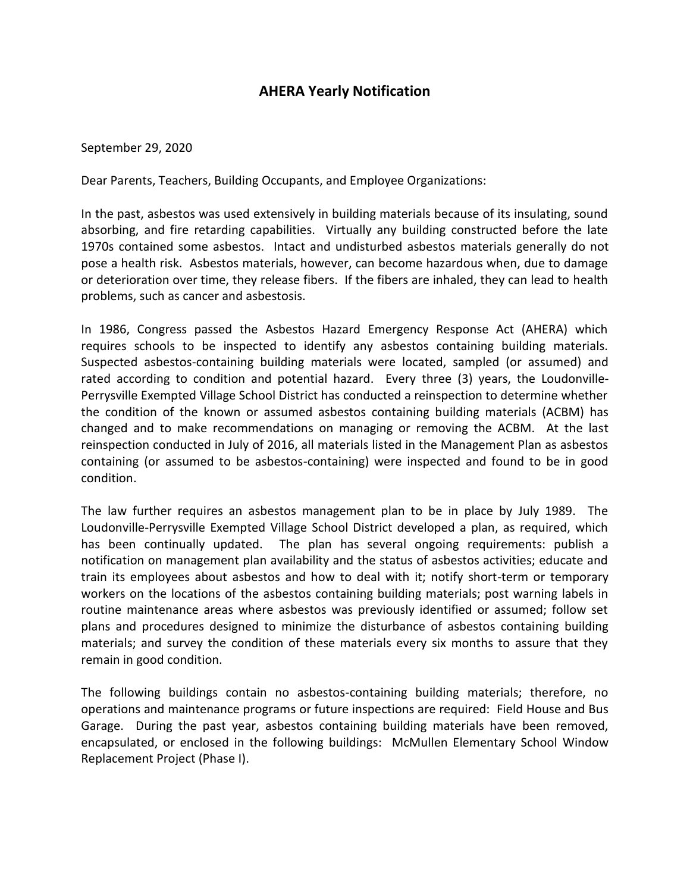# AHERA Yearly Notification

September 29, 2020

Dear Parents, Teachers, Building Occupants, and Employee Organizations:

In the past, asbestos was used extensively in building materials because of its insulating, sound absorbing, and fire retarding capabilities. Virtually any building constructed before the late 1970s contained some asbestos. Intact and undisturbed asbestos materials generally do not pose a health risk. Asbestos materials, however, can become hazardous when, due to damage or deterioration over time, they release fibers. If the fibers are inhaled, they can lead to health problems, such as cancer and asbestosis.

In 1986, Congress passed the Asbestos Hazard Emergency Response Act (AHERA) which requires schools to be inspected to identify any asbestos containing building materials. Suspected asbestos-containing building materials were located, sampled (or assumed) and rated according to condition and potential hazard. Every three (3) years, the Loudonville-Perrysville Exempted Village School District has conducted a reinspection to determine whether the condition of the known or assumed asbestos containing building materials (ACBM) has changed and to make recommendations on managing or removing the ACBM. At the last reinspection conducted in July of 2016, all materials listed in the Management Plan as asbestos containing (or assumed to be asbestos-containing) were inspected and found to be in good condition.

The law further requires an asbestos management plan to be in place by July 1989. The Loudonville-Perrysville Exempted Village School District developed a plan, as required, which has been continually updated. The plan has several ongoing requirements: publish a notification on management plan availability and the status of asbestos activities; educate and train its employees about asbestos and how to deal with it; notify short-term or temporary workers on the locations of the asbestos containing building materials; post warning labels in routine maintenance areas where asbestos was previously identified or assumed; follow set plans and procedures designed to minimize the disturbance of asbestos containing building materials; and survey the condition of these materials every six months to assure that they remain in good condition.

The following buildings contain no asbestos-containing building materials; therefore, no operations and maintenance programs or future inspections are required: Field House and Bus Garage. During the past year, asbestos containing building materials have been removed, encapsulated, or enclosed in the following buildings: McMullen Elementary School Window Replacement Project (Phase I).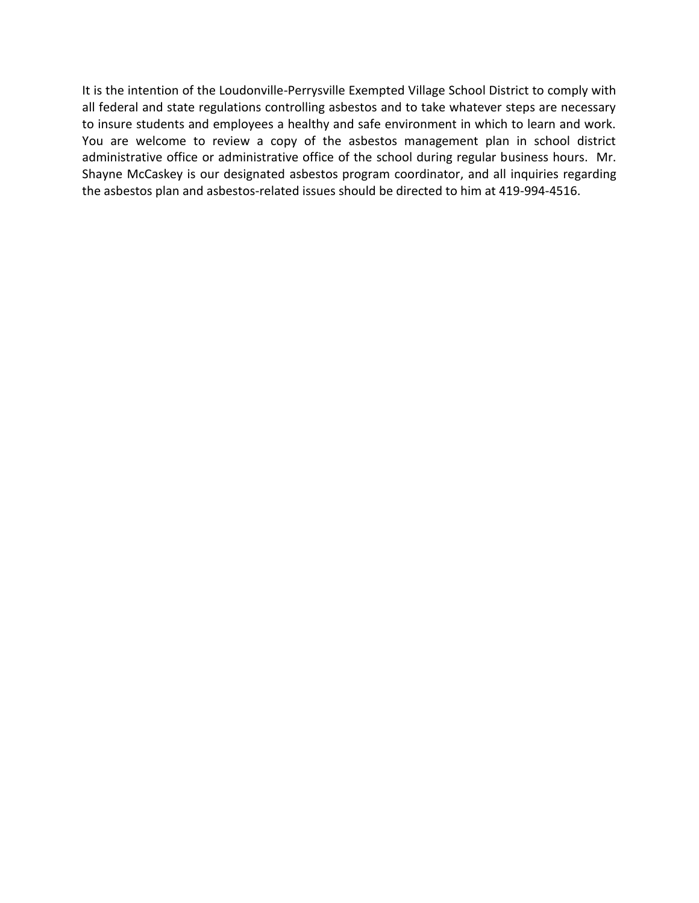It is the intention of the Loudonville-Perrysville Exempted Village School District to comply with all federal and state regulations controlling asbestos and to take whatever steps are necessary to insure students and employees a healthy and safe environment in which to learn and work. You are welcome to review a copy of the asbestos management plan in school district administrative office or administrative office of the school during regular business hours. Mr. Shayne McCaskey is our designated asbestos program coordinator, and all inquiries regarding the asbestos plan and asbestos-related issues should be directed to him at 419-994-4516.